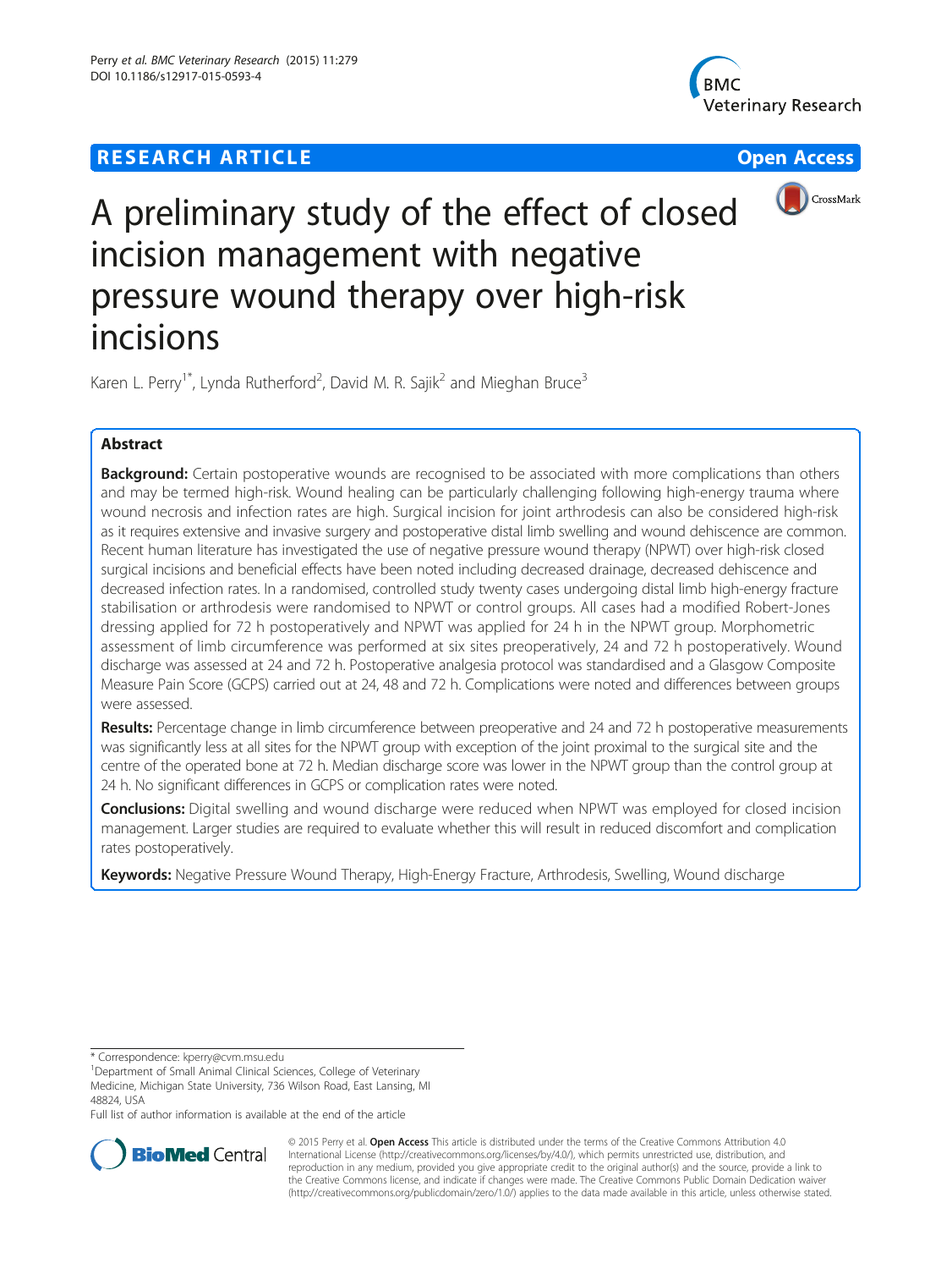RESEARCH ARTICLE Open Access

# A preliminary study of the effect of closed incision management with negative pressure wound therapy over high-risk incisions

Karen L. Perry[1*], Lynda Rutherford[2], David M. R. Sajik[2] and Mieghan Bruce[3]

## Abstract

**Background:** Certain postoperative wounds are recognised to be associated with more complications than others and may be termed high-risk. Wound healing can be particularly challenging following high-energy trauma where wound necrosis and infection rates are high. Surgical incision for joint arthrodesis can also be considered high-risk as it requires extensive and invasive surgery and postoperative distal limb swelling and wound dehiscence are common. Recent human literature has investigated the use of negative pressure wound therapy (NPWT) over high-risk closed surgical incisions and beneficial effects have been noted including decreased drainage, decreased dehiscence and decreased infection rates. In a randomised, controlled study twenty cases undergoing distal limb high-energy fracture stabilisation or arthrodesis were randomised to NPWT or control groups. All cases had a modified Robert-Jones dressing applied for 72 h postoperatively and NPWT was applied for 24 h in the NPWT group. Morphometric assessment of limb circumference was performed at six sites preoperatively, 24 and 72 h postoperatively. Wound discharge was assessed at 24 and 72 h. Postoperative analgesia protocol was standardised and a Glasgow Composite Measure Pain Score (GCPS) carried out at 24, 48 and 72 h. Complications were noted and differences between groups were assessed.

**Results:** Percentage change in limb circumference between preoperative and 24 and 72 h postoperative measurements was significantly less at all sites for the NPWT group with exception of the joint proximal to the surgical site and the centre of the operated bone at 72 h. Median discharge score was lower in the NPWT group than the control group at 24 h. No significant differences in GCPS or complication rates were noted.

**Conclusions:** Digital swelling and wound discharge were reduced when NPWT was employed for closed incision management. Larger studies are required to evaluate whether this will result in reduced discomfort and complication rates postoperatively.

**Keywords:** Negative Pressure Wound Therapy, High-Energy Fracture, Arthrodesis, Swelling, Wound discharge

* Correspondence: kperry@cvm.msu.edu

[1]Department of Small Animal Clinical Sciences, College of Veterinary Medicine, Michigan State University, 736 Wilson Road, East Lansing, MI 48824, USA

Full list of author information is available at the end of the article

© 2015 Perry et al. **Open Access** This article is distributed under the terms of the Creative Commons Attribution 4.0 International License (http://creativecommons.org/licenses/by/4.0/), which permits unrestricted use, distribution, and reproduction in any medium, provided you give appropriate credit to the original author(s) and the source, provide a link to the Creative Commons license, and indicate if changes were made. The Creative Commons Public Domain Dedication waiver (http://creativecommons.org/publicdomain/zero/1.0/) applies to the data made available in this article, unless otherwise stated.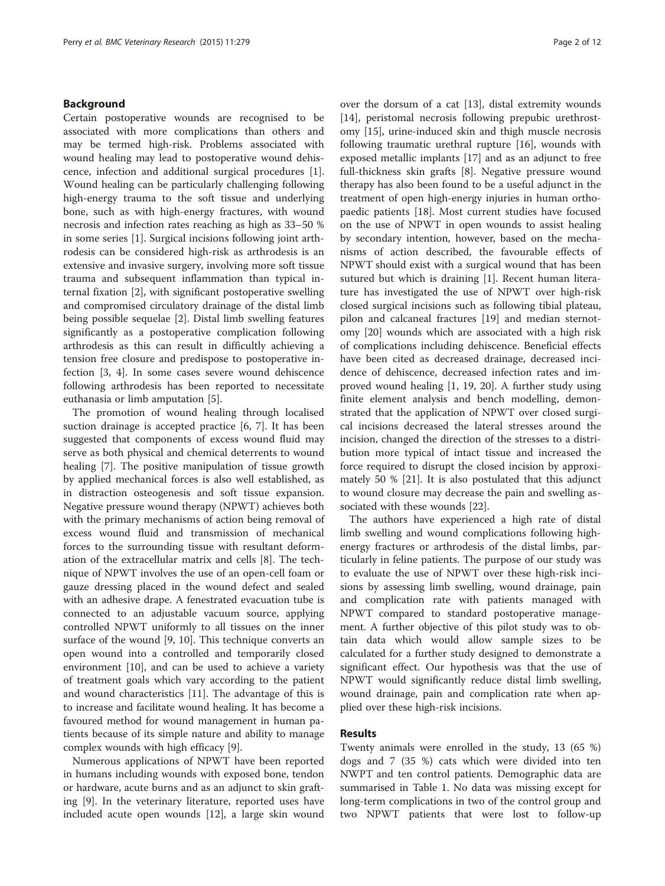## Background

Certain postoperative wounds are recognised to be associated with more complications than others and may be termed high-risk. Problems associated with wound healing may lead to postoperative wound dehiscence, infection and additional surgical procedures [1]. Wound healing can be particularly challenging following high-energy trauma to the soft tissue and underlying bone, such as with high-energy fractures, with wound necrosis and infection rates reaching as high as 33–50 % in some series [1]. Surgical incisions following joint arthrodesis can be considered high-risk as arthrodesis is an extensive and invasive surgery, involving more soft tissue trauma and subsequent inflammation than typical internal fixation [2], with significant postoperative swelling and compromised circulatory drainage of the distal limb being possible sequelae [2]. Distal limb swelling features significantly as a postoperative complication following arthrodesis as this can result in difficultly achieving a tension free closure and predispose to postoperative infection [3, 4]. In some cases severe wound dehiscence following arthrodesis has been reported to necessitate euthanasia or limb amputation [5].

The promotion of wound healing through localised suction drainage is accepted practice [6, 7]. It has been suggested that components of excess wound fluid may serve as both physical and chemical deterrents to wound healing [7]. The positive manipulation of tissue growth by applied mechanical forces is also well established, as in distraction osteogenesis and soft tissue expansion. Negative pressure wound therapy (NPWT) achieves both with the primary mechanisms of action being removal of excess wound fluid and transmission of mechanical forces to the surrounding tissue with resultant deformation of the extracellular matrix and cells [8]. The technique of NPWT involves the use of an open-cell foam or gauze dressing placed in the wound defect and sealed with an adhesive drape. A fenestrated evacuation tube is connected to an adjustable vacuum source, applying controlled NPWT uniformly to all tissues on the inner surface of the wound [9, 10]. This technique converts an open wound into a controlled and temporarily closed environment [10], and can be used to achieve a variety of treatment goals which vary according to the patient and wound characteristics [11]. The advantage of this is to increase and facilitate wound healing. It has become a favoured method for wound management in human patients because of its simple nature and ability to manage complex wounds with high efficacy [9].

Numerous applications of NPWT have been reported in humans including wounds with exposed bone, tendon or hardware, acute burns and as an adjunct to skin grafting [9]. In the veterinary literature, reported uses have included acute open wounds [12], a large skin wound over the dorsum of a cat [13], distal extremity wounds [14], peristomal necrosis following prepubic urethrostomy [15], urine-induced skin and thigh muscle necrosis following traumatic urethral rupture [16], wounds with exposed metallic implants [17] and as an adjunct to free full-thickness skin grafts [8]. Negative pressure wound therapy has also been found to be a useful adjunct in the treatment of open high-energy injuries in human orthopaedic patients [18]. Most current studies have focused on the use of NPWT in open wounds to assist healing by secondary intention, however, based on the mechanisms of action described, the favourable effects of NPWT should exist with a surgical wound that has been sutured but which is draining [1]. Recent human literature has investigated the use of NPWT over high-risk closed surgical incisions such as following tibial plateau, pilon and calcaneal fractures [19] and median sternotomy [20] wounds which are associated with a high risk of complications including dehiscence. Beneficial effects have been cited as decreased drainage, decreased incidence of dehiscence, decreased infection rates and improved wound healing [1, 19, 20]. A further study using finite element analysis and bench modelling, demonstrated that the application of NPWT over closed surgical incisions decreased the lateral stresses around the incision, changed the direction of the stresses to a distribution more typical of intact tissue and increased the force required to disrupt the closed incision by approximately 50 % [21]. It is also postulated that this adjunct to wound closure may decrease the pain and swelling associated with these wounds [22].

The authors have experienced a high rate of distal limb swelling and wound complications following high-energy fractures or arthrodesis of the distal limbs, particularly in feline patients. The purpose of our study was to evaluate the use of NPWT over these high-risk incisions by assessing limb swelling, wound drainage, pain and complication rate with patients managed with NPWT compared to standard postoperative management. A further objective of this pilot study was to obtain data which would allow sample sizes to be calculated for a further study designed to demonstrate a significant effect. Our hypothesis was that the use of NPWT would significantly reduce distal limb swelling, wound drainage, pain and complication rate when applied over these high-risk incisions.

## Results

Twenty animals were enrolled in the study, 13 (65 %) dogs and 7 (35 %) cats which were divided into ten NWPT and ten control patients. Demographic data are summarised in Table 1. No data was missing except for long-term complications in two of the control group and two NPWT patients that were lost to follow-up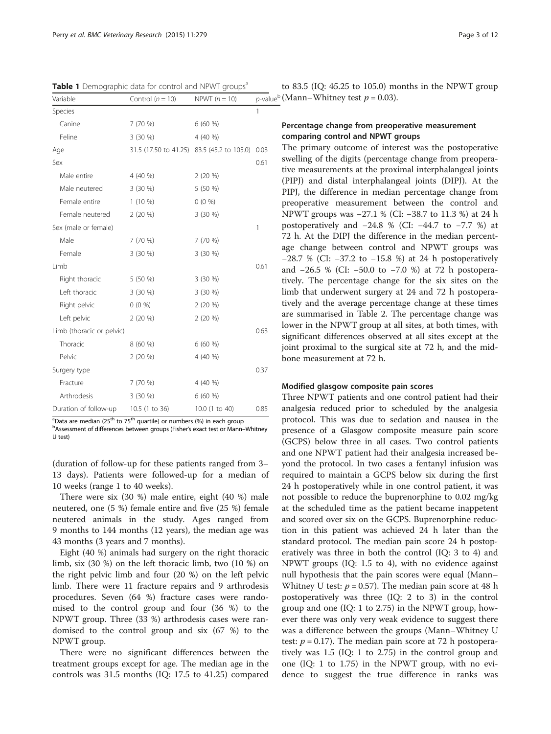**Table 1** Demographic data for control and NPWT groups[a]

| Variable | Control (n = 10) | NPWT (n = 10) | p-value[b] |
|---|---|---|---|
| Species | | | 1 |
| Canine | 7 (70 %) | 6 (60 %) | |
| Feline | 3 (30 %) | 4 (40 %) | |
| Age | 31.5 (17.50 to 41.25) | 83.5 (45.2 to 105.0) | 0.03 |
| Sex | | | 0.61 |
| Male entire | 4 (40 %) | 2 (20 %) | |
| Male neutered | 3 (30 %) | 5 (50 %) | |
| Female entire | 1 (10 %) | 0 (0 %) | |
| Female neutered | 2 (20 %) | 3 (30 %) | |
| Sex (male or female) | | | 1 |
| Male | 7 (70 %) | 7 (70 %) | |
| Female | 3 (30 %) | 3 (30 %) | |
| Limb | | | 0.61 |
| Right thoracic | 5 (50 %) | 3 (30 %) | |
| Left thoracic | 3 (30 %) | 3 (30 %) | |
| Right pelvic | 0 (0 %) | 2 (20 %) | |
| Left pelvic | 2 (20 %) | 2 (20 %) | |
| Limb (thoracic or pelvic) | | | 0.63 |
| Thoracic | 8 (60 %) | 6 (60 %) | |
| Pelvic | 2 (20 %) | 4 (40 %) | |
| Surgery type | | | 0.37 |
| Fracture | 7 (70 %) | 4 (40 %) | |
| Arthrodesis | 3 (30 %) | 6 (60 %) | |
| Duration of follow-up | 10.5 (1 to 36) | 10.0 (1 to 40) | 0.85 |

[a]Data are median (25[th] to 75[th] quartile) or numbers (%) in each group
[b]Assessment of differences between groups (Fisher's exact test or Mann–Whitney U test)

(duration of follow-up for these patients ranged from 3–13 days). Patients were followed-up for a median of 10 weeks (range 1 to 40 weeks).

There were six (30 %) male entire, eight (40 %) male neutered, one (5 %) female entire and five (25 %) female neutered animals in the study. Ages ranged from 9 months to 144 months (12 years), the median age was 43 months (3 years and 7 months).

Eight (40 %) animals had surgery on the right thoracic limb, six (30 %) on the left thoracic limb, two (10 %) on the right pelvic limb and four (20 %) on the left pelvic limb. There were 11 fracture repairs and 9 arthrodesis procedures. Seven (64 %) fracture cases were randomised to the control group and four (36 %) to the NPWT group. Three (33 %) arthrodesis cases were randomised to the control group and six (67 %) to the NPWT group.

There were no significant differences between the treatment groups except for age. The median age in the controls was 31.5 months (IQ: 17.5 to 41.25) compared to 83.5 (IQ: 45.25 to 105.0) months in the NPWT group (Mann–Whitney test $p = 0.03$).

### Percentage change from preoperative measurement comparing control and NPWT groups

The primary outcome of interest was the postoperative swelling of the digits (percentage change from preoperative measurements at the proximal interphalangeal joints (PIPJ) and distal interphalangeal joints (DIPJ). At the PIPJ, the difference in median percentage change from preoperative measurement between the control and NPWT groups was −27.1 % (CI: −38.7 to 11.3 %) at 24 h postoperatively and −24.8 % (CI: −44.7 to −7.7 %) at 72 h. At the DIPJ the difference in the median percentage change between control and NPWT groups was −28.7 % (CI: −37.2 to −15.8 %) at 24 h postoperatively and −26.5 % (CI: −50.0 to −7.0 %) at 72 h postoperatively. The percentage change for the six sites on the limb that underwent surgery at 24 and 72 h postoperatively and the average percentage change at these times are summarised in Table 2. The percentage change was lower in the NPWT group at all sites, at both times, with significant differences observed at all sites except at the joint proximal to the surgical site at 72 h, and the mid-bone measurement at 72 h.

### Modified glasgow composite pain scores

Three NPWT patients and one control patient had their analgesia reduced prior to scheduled by the analgesia protocol. This was due to sedation and nausea in the presence of a Glasgow composite measure pain score (GCPS) below three in all cases. Two control patients and one NPWT patient had their analgesia increased beyond the protocol. In two cases a fentanyl infusion was required to maintain a GCPS below six during the first 24 h postoperatively while in one control patient, it was not possible to reduce the buprenorphine to 0.02 mg/kg at the scheduled time as the patient became inappetent and scored over six on the GCPS. Buprenorphine reduction in this patient was achieved 24 h later than the standard protocol. The median pain score 24 h postoperatively was three in both the control (IQ: 3 to 4) and NPWT groups (IQ: 1.5 to 4), with no evidence against null hypothesis that the pain scores were equal (Mann–Whitney U test: $p = 0.57$). The median pain score at 48 h postoperatively was three (IQ: 2 to 3) in the control group and one (IQ: 1 to 2.75) in the NPWT group, however there was only very weak evidence to suggest there was a difference between the groups (Mann–Whitney U test: $p = 0.17$). The median pain score at 72 h postoperatively was 1.5 (IQ: 1 to 2.75) in the control group and one (IQ: 1 to 1.75) in the NPWT group, with no evidence to suggest the true difference in ranks was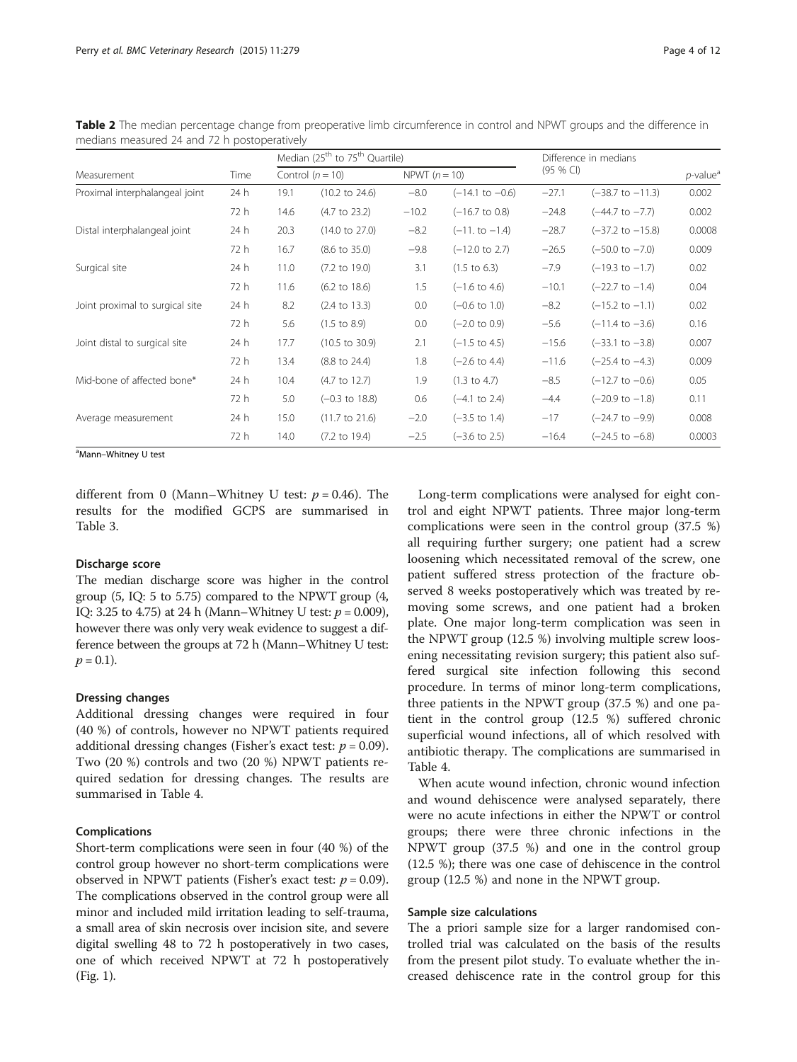**Table 2** The median percentage change from preoperative limb circumference in control and NPWT groups and the difference in medians measured 24 and 72 h postoperatively

| Measurement | Time | Median (25th to 75th Quartile) | | | | Difference in medians (95 % CI) | | p-value[a] |
|---|---|---|---|---|---|---|---|---|
| | | Control (n = 10) | | NPWT (n = 10) | | | | |
| Proximal interphalangeal joint | 24 h | 19.1 | (10.2 to 24.6) | −8.0 | (−14.1 to −0.6) | −27.1 | (−38.7 to −11.3) | 0.002 |
| | 72 h | 14.6 | (4.7 to 23.2) | −10.2 | (−16.7 to 0.8) | −24.8 | (−44.7 to −7.7) | 0.002 |
| Distal interphalangeal joint | 24 h | 20.3 | (14.0 to 27.0) | −8.2 | (−11. to −1.4) | −28.7 | (−37.2 to −15.8) | 0.0008 |
| | 72 h | 16.7 | (8.6 to 35.0) | −9.8 | (−12.0 to 2.7) | −26.5 | (−50.0 to −7.0) | 0.009 |
| Surgical site | 24 h | 11.0 | (7.2 to 19.0) | 3.1 | (1.5 to 6.3) | −7.9 | (−19.3 to −1.7) | 0.02 |
| | 72 h | 11.6 | (6.2 to 18.6) | 1.5 | (−1.6 to 4.6) | −10.1 | (−22.7 to −1.4) | 0.04 |
| Joint proximal to surgical site | 24 h | 8.2 | (2.4 to 13.3) | 0.0 | (−0.6 to 1.0) | −8.2 | (−15.2 to −1.1) | 0.02 |
| | 72 h | 5.6 | (1.5 to 8.9) | 0.0 | (−2.0 to 0.9) | −5.6 | (−11.4 to −3.6) | 0.16 |
| Joint distal to surgical site | 24 h | 17.7 | (10.5 to 30.9) | 2.1 | (−1.5 to 4.5) | −15.6 | (−33.1 to −3.8) | 0.007 |
| | 72 h | 13.4 | (8.8 to 24.4) | 1.8 | (−2.6 to 4.4) | −11.6 | (−25.4 to −4.3) | 0.009 |
| Mid-bone of affected bone* | 24 h | 10.4 | (4.7 to 12.7) | 1.9 | (1.3 to 4.7) | −8.5 | (−12.7 to −0.6) | 0.05 |
| | 72 h | 5.0 | (−0.3 to 18.8) | 0.6 | (−4.1 to 2.4) | −4.4 | (−20.9 to −1.8) | 0.11 |
| Average measurement | 24 h | 15.0 | (11.7 to 21.6) | −2.0 | (−3.5 to 1.4) | −17 | (−24.7 to −9.9) | 0.008 |
| | 72 h | 14.0 | (7.2 to 19.4) | −2.5 | (−3.6 to 2.5) | −16.4 | (−24.5 to −6.8) | 0.0003 |

[a]Mann–Whitney U test

different from 0 (Mann–Whitney U test: $p = 0.46$). The results for the modified GCPS are summarised in Table 3.

#### Discharge score

The median discharge score was higher in the control group (5, IQ: 5 to 5.75) compared to the NPWT group (4, IQ: 3.25 to 4.75) at 24 h (Mann–Whitney U test: $p = 0.009$), however there was only very weak evidence to suggest a difference between the groups at 72 h (Mann–Whitney U test: $p = 0.1$).

#### Dressing changes

Additional dressing changes were required in four (40 %) of controls, however no NPWT patients required additional dressing changes (Fisher's exact test: $p = 0.09$). Two (20 %) controls and two (20 %) NPWT patients required sedation for dressing changes. The results are summarised in Table 4.

#### Complications

Short-term complications were seen in four (40 %) of the control group however no short-term complications were observed in NPWT patients (Fisher's exact test: $p = 0.09$). The complications observed in the control group were all minor and included mild irritation leading to self-trauma, a small area of skin necrosis over incision site, and severe digital swelling 48 to 72 h postoperatively in two cases, one of which received NPWT at 72 h postoperatively (Fig. 1).

Long-term complications were analysed for eight control and eight NPWT patients. Three major long-term complications were seen in the control group (37.5 %) all requiring further surgery; one patient had a screw loosening which necessitated removal of the screw, one patient suffered stress protection of the fracture observed 8 weeks postoperatively which was treated by removing some screws, and one patient had a broken plate. One major long-term complication was seen in the NPWT group (12.5 %) involving multiple screw loosening necessitating revision surgery; this patient also suffered surgical site infection following this second procedure. In terms of minor long-term complications, three patients in the NPWT group (37.5 %) and one patient in the control group (12.5 %) suffered chronic superficial wound infections, all of which resolved with antibiotic therapy. The complications are summarised in Table 4.

When acute wound infection, chronic wound infection and wound dehiscence were analysed separately, there were no acute infections in either the NPWT or control groups; there were three chronic infections in the NPWT group (37.5 %) and one in the control group (12.5 %); there was one case of dehiscence in the control group (12.5 %) and none in the NPWT group.

#### Sample size calculations

The a priori sample size for a larger randomised controlled trial was calculated on the basis of the results from the present pilot study. To evaluate whether the increased dehiscence rate in the control group for this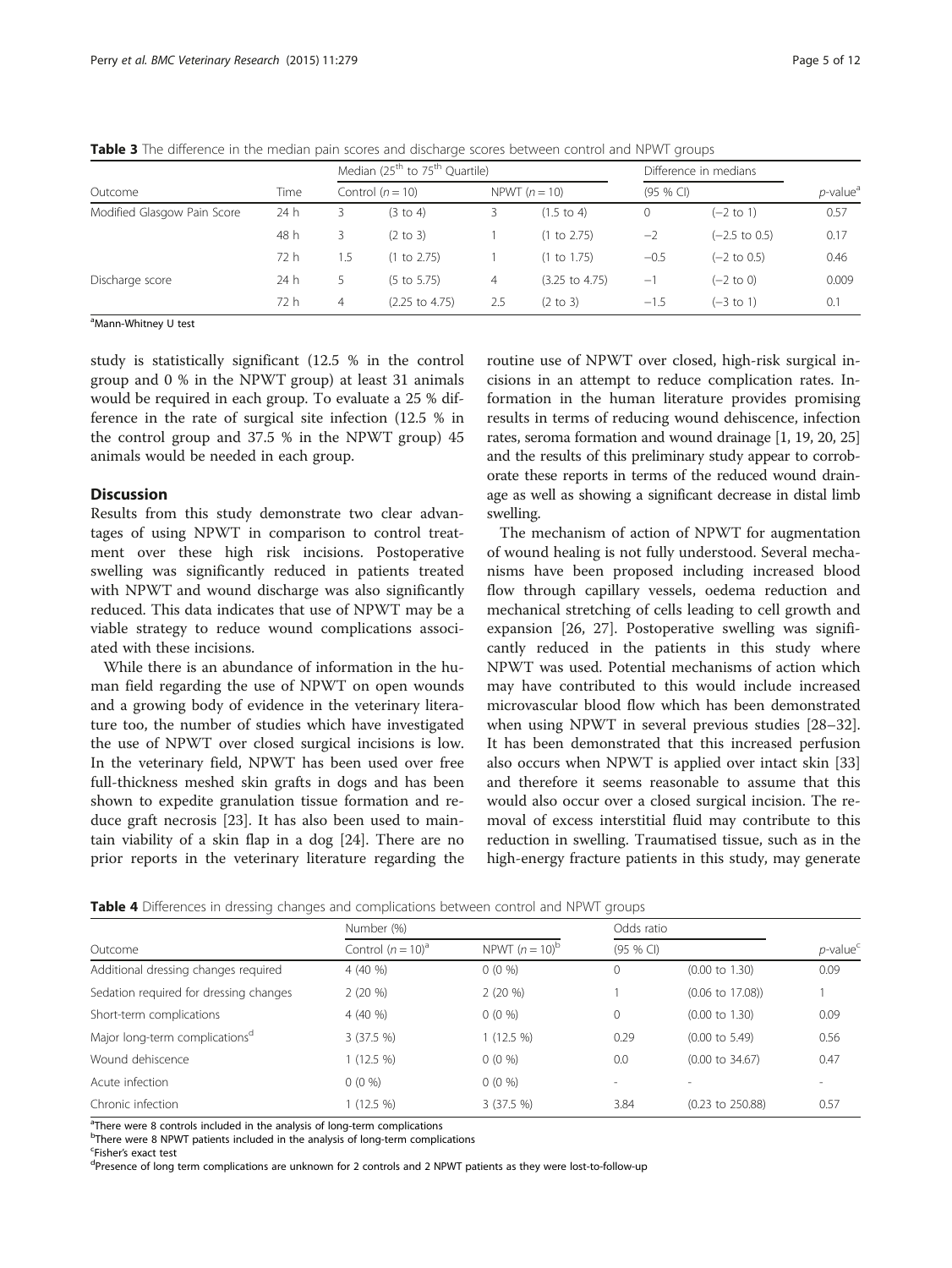**Table 3** The difference in the median pain scores and discharge scores between control and NPWT groups

| Outcome | Time | Median (25th to 75th Quartile) | | | | Difference in medians | | $p$-value[a] |
|---|---|---|---|---|---|---|---|---|
| | | Control ($n$ = 10) | | NPWT ($n$ = 10) | | (95 % CI) | | |
| Modified Glasgow Pain Score | 24 h | 3 | (3 to 4) | 3 | (1.5 to 4) | 0 | (−2 to 1) | 0.57 |
| | 48 h | 3 | (2 to 3) | 1 | (1 to 2.75) | −2 | (−2.5 to 0.5) | 0.17 |
| | 72 h | 1.5 | (1 to 2.75) | 1 | (1 to 1.75) | −0.5 | (−2 to 0.5) | 0.46 |
| Discharge score | 24 h | 5 | (5 to 5.75) | 4 | (3.25 to 4.75) | −1 | (−2 to 0) | 0.009 |
| | 72 h | 4 | (2.25 to 4.75) | 2.5 | (2 to 3) | −1.5 | (−3 to 1) | 0.1 |

[a]Mann-Whitney U test

study is statistically significant (12.5 % in the control group and 0 % in the NPWT group) at least 31 animals would be required in each group. To evaluate a 25 % difference in the rate of surgical site infection (12.5 % in the control group and 37.5 % in the NPWT group) 45 animals would be needed in each group.

## Discussion

Results from this study demonstrate two clear advantages of using NPWT in comparison to control treatment over these high risk incisions. Postoperative swelling was significantly reduced in patients treated with NPWT and wound discharge was also significantly reduced. This data indicates that use of NPWT may be a viable strategy to reduce wound complications associated with these incisions.

While there is an abundance of information in the human field regarding the use of NPWT on open wounds and a growing body of evidence in the veterinary literature too, the number of studies which have investigated the use of NPWT over closed surgical incisions is low. In the veterinary field, NPWT has been used over free full-thickness meshed skin grafts in dogs and has been shown to expedite granulation tissue formation and reduce graft necrosis [23]. It has also been used to maintain viability of a skin flap in a dog [24]. There are no prior reports in the veterinary literature regarding the routine use of NPWT over closed, high-risk surgical incisions in an attempt to reduce complication rates. Information in the human literature provides promising results in terms of reducing wound dehiscence, infection rates, seroma formation and wound drainage [1, 19, 20, 25] and the results of this preliminary study appear to corroborate these reports in terms of the reduced wound drainage as well as showing a significant decrease in distal limb swelling.

The mechanism of action of NPWT for augmentation of wound healing is not fully understood. Several mechanisms have been proposed including increased blood flow through capillary vessels, oedema reduction and mechanical stretching of cells leading to cell growth and expansion [26, 27]. Postoperative swelling was significantly reduced in the patients in this study where NPWT was used. Potential mechanisms of action which may have contributed to this would include increased microvascular blood flow which has been demonstrated when using NPWT in several previous studies [28–32]. It has been demonstrated that this increased perfusion also occurs when NPWT is applied over intact skin [33] and therefore it seems reasonable to assume that this would also occur over a closed surgical incision. The removal of excess interstitial fluid may contribute to this reduction in swelling. Traumatised tissue, such as in the high-energy fracture patients in this study, may generate

**Table 4** Differences in dressing changes and complications between control and NPWT groups

| Outcome | Number (%) | | Odds ratio | | $p$-value[c] |
|---|---|---|---|---|---|
| | Control ($n$ = 10)[a] | NPWT ($n$ = 10)[b] | (95 % CI) | | |
| Additional dressing changes required | 4 (40 %) | 0 (0 %) | 0 | (0.00 to 1.30) | 0.09 |
| Sedation required for dressing changes | 2 (20 %) | 2 (20 %) | 1 | (0.06 to 17.08)) | 1 |
| Short-term complications | 4 (40 %) | 0 (0 %) | 0 | (0.00 to 1.30) | 0.09 |
| Major long-term complications[d] | 3 (37.5 %) | 1 (12.5 %) | 0.29 | (0.00 to 5.49) | 0.56 |
| Wound dehiscence | 1 (12.5 %) | 0 (0 %) | 0.0 | (0.00 to 34.67) | 0.47 |
| Acute infection | 0 (0 %) | 0 (0 %) | - | - | - |
| Chronic infection | 1 (12.5 %) | 3 (37.5 %) | 3.84 | (0.23 to 250.88) | 0.57 |

[a]There were 8 controls included in the analysis of long-term complications
[b]There were 8 NPWT patients included in the analysis of long-term complications
[c]Fisher's exact test
[d]Presence of long term complications are unknown for 2 controls and 2 NPWT patients as they were lost-to-follow-up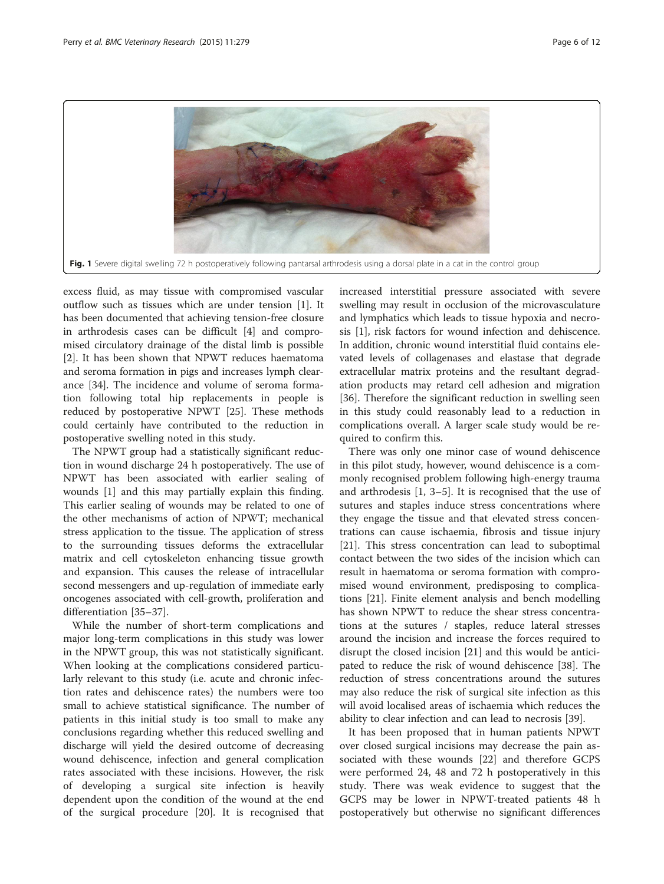Fig. 1 Severe digital swelling 72 h postoperatively following pantarsal arthrodesis using a dorsal plate in a cat in the control group

excess fluid, as may tissue with compromised vascular outflow such as tissues which are under tension [1]. It has been documented that achieving tension-free closure in arthrodesis cases can be difficult [4] and compromised circulatory drainage of the distal limb is possible [2]. It has been shown that NPWT reduces haematoma and seroma formation in pigs and increases lymph clearance [34]. The incidence and volume of seroma formation following total hip replacements in people is reduced by postoperative NPWT [25]. These methods could certainly have contributed to the reduction in postoperative swelling noted in this study.

The NPWT group had a statistically significant reduction in wound discharge 24 h postoperatively. The use of NPWT has been associated with earlier sealing of wounds [1] and this may partially explain this finding. This earlier sealing of wounds may be related to one of the other mechanisms of action of NPWT; mechanical stress application to the tissue. The application of stress to the surrounding tissues deforms the extracellular matrix and cell cytoskeleton enhancing tissue growth and expansion. This causes the release of intracellular second messengers and up-regulation of immediate early oncogenes associated with cell-growth, proliferation and differentiation [35–37].

While the number of short-term complications and major long-term complications in this study was lower in the NPWT group, this was not statistically significant. When looking at the complications considered particularly relevant to this study (i.e. acute and chronic infection rates and dehiscence rates) the numbers were too small to achieve statistical significance. The number of patients in this initial study is too small to make any conclusions regarding whether this reduced swelling and discharge will yield the desired outcome of decreasing wound dehiscence, infection and general complication rates associated with these incisions. However, the risk of developing a surgical site infection is heavily dependent upon the condition of the wound at the end of the surgical procedure [20]. It is recognised that increased interstitial pressure associated with severe swelling may result in occlusion of the microvasculature and lymphatics which leads to tissue hypoxia and necrosis [1], risk factors for wound infection and dehiscence. In addition, chronic wound interstitial fluid contains elevated levels of collagenases and elastase that degrade extracellular matrix proteins and the resultant degradation products may retard cell adhesion and migration [36]. Therefore the significant reduction in swelling seen in this study could reasonably lead to a reduction in complications overall. A larger scale study would be required to confirm this.

There was only one minor case of wound dehiscence in this pilot study, however, wound dehiscence is a commonly recognised problem following high-energy trauma and arthrodesis [1, 3–5]. It is recognised that the use of sutures and staples induce stress concentrations where they engage the tissue and that elevated stress concentrations can cause ischaemia, fibrosis and tissue injury [21]. This stress concentration can lead to suboptimal contact between the two sides of the incision which can result in haematoma or seroma formation with compromised wound environment, predisposing to complications [21]. Finite element analysis and bench modelling has shown NPWT to reduce the shear stress concentrations at the sutures / staples, reduce lateral stresses around the incision and increase the forces required to disrupt the closed incision [21] and this would be anticipated to reduce the risk of wound dehiscence [38]. The reduction of stress concentrations around the sutures may also reduce the risk of surgical site infection as this will avoid localised areas of ischaemia which reduces the ability to clear infection and can lead to necrosis [39].

It has been proposed that in human patients NPWT over closed surgical incisions may decrease the pain associated with these wounds [22] and therefore GCPS were performed 24, 48 and 72 h postoperatively in this study. There was weak evidence to suggest that the GCPS may be lower in NPWT-treated patients 48 h postoperatively but otherwise no significant differences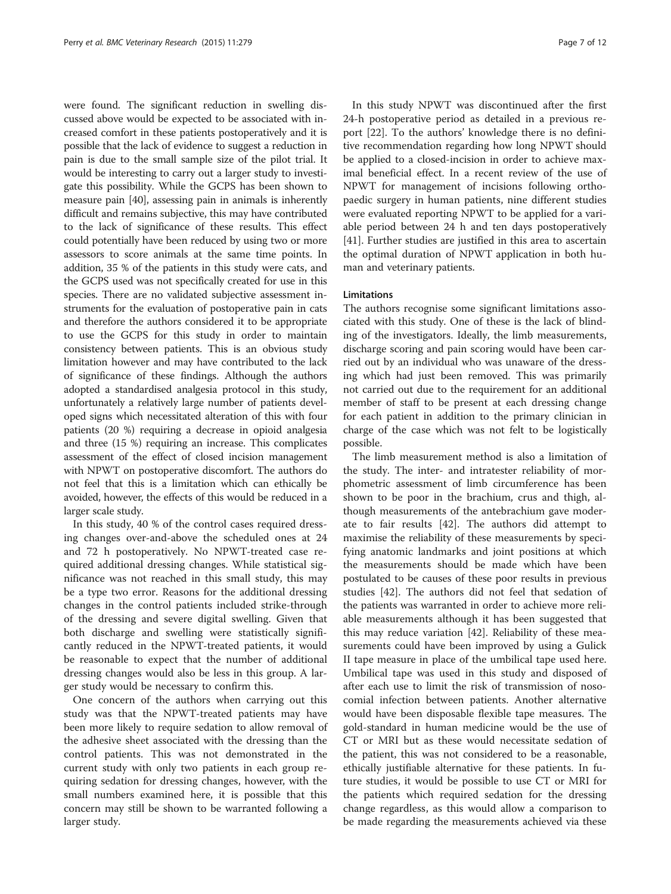were found. The significant reduction in swelling discussed above would be expected to be associated with increased comfort in these patients postoperatively and it is possible that the lack of evidence to suggest a reduction in pain is due to the small sample size of the pilot trial. It would be interesting to carry out a larger study to investigate this possibility. While the GCPS has been shown to measure pain [40], assessing pain in animals is inherently difficult and remains subjective, this may have contributed to the lack of significance of these results. This effect could potentially have been reduced by using two or more assessors to score animals at the same time points. In addition, 35 % of the patients in this study were cats, and the GCPS used was not specifically created for use in this species. There are no validated subjective assessment instruments for the evaluation of postoperative pain in cats and therefore the authors considered it to be appropriate to use the GCPS for this study in order to maintain consistency between patients. This is an obvious study limitation however and may have contributed to the lack of significance of these findings. Although the authors adopted a standardised analgesia protocol in this study, unfortunately a relatively large number of patients developed signs which necessitated alteration of this with four patients (20 %) requiring a decrease in opioid analgesia and three (15 %) requiring an increase. This complicates assessment of the effect of closed incision management with NPWT on postoperative discomfort. The authors do not feel that this is a limitation which can ethically be avoided, however, the effects of this would be reduced in a larger scale study.

In this study, 40 % of the control cases required dressing changes over-and-above the scheduled ones at 24 and 72 h postoperatively. No NPWT-treated case required additional dressing changes. While statistical significance was not reached in this small study, this may be a type two error. Reasons for the additional dressing changes in the control patients included strike-through of the dressing and severe digital swelling. Given that both discharge and swelling were statistically significantly reduced in the NPWT-treated patients, it would be reasonable to expect that the number of additional dressing changes would also be less in this group. A larger study would be necessary to confirm this.

One concern of the authors when carrying out this study was that the NPWT-treated patients may have been more likely to require sedation to allow removal of the adhesive sheet associated with the dressing than the control patients. This was not demonstrated in the current study with only two patients in each group requiring sedation for dressing changes, however, with the small numbers examined here, it is possible that this concern may still be shown to be warranted following a larger study.

In this study NPWT was discontinued after the first 24-h postoperative period as detailed in a previous report [22]. To the authors' knowledge there is no definitive recommendation regarding how long NPWT should be applied to a closed-incision in order to achieve maximal beneficial effect. In a recent review of the use of NPWT for management of incisions following orthopaedic surgery in human patients, nine different studies were evaluated reporting NPWT to be applied for a variable period between 24 h and ten days postoperatively [41]. Further studies are justified in this area to ascertain the optimal duration of NPWT application in both human and veterinary patients.

#### Limitations

The authors recognise some significant limitations associated with this study. One of these is the lack of blinding of the investigators. Ideally, the limb measurements, discharge scoring and pain scoring would have been carried out by an individual who was unaware of the dressing which had just been removed. This was primarily not carried out due to the requirement for an additional member of staff to be present at each dressing change for each patient in addition to the primary clinician in charge of the case which was not felt to be logistically possible.

The limb measurement method is also a limitation of the study. The inter- and intratester reliability of morphometric assessment of limb circumference has been shown to be poor in the brachium, crus and thigh, although measurements of the antebrachium gave moderate to fair results [42]. The authors did attempt to maximise the reliability of these measurements by specifying anatomic landmarks and joint positions at which the measurements should be made which have been postulated to be causes of these poor results in previous studies [42]. The authors did not feel that sedation of the patients was warranted in order to achieve more reliable measurements although it has been suggested that this may reduce variation [42]. Reliability of these measurements could have been improved by using a Gulick II tape measure in place of the umbilical tape used here. Umbilical tape was used in this study and disposed of after each use to limit the risk of transmission of nosocomial infection between patients. Another alternative would have been disposable flexible tape measures. The gold-standard in human medicine would be the use of CT or MRI but as these would necessitate sedation of the patient, this was not considered to be a reasonable, ethically justifiable alternative for these patients. In future studies, it would be possible to use CT or MRI for the patients which required sedation for the dressing change regardless, as this would allow a comparison to be made regarding the measurements achieved via these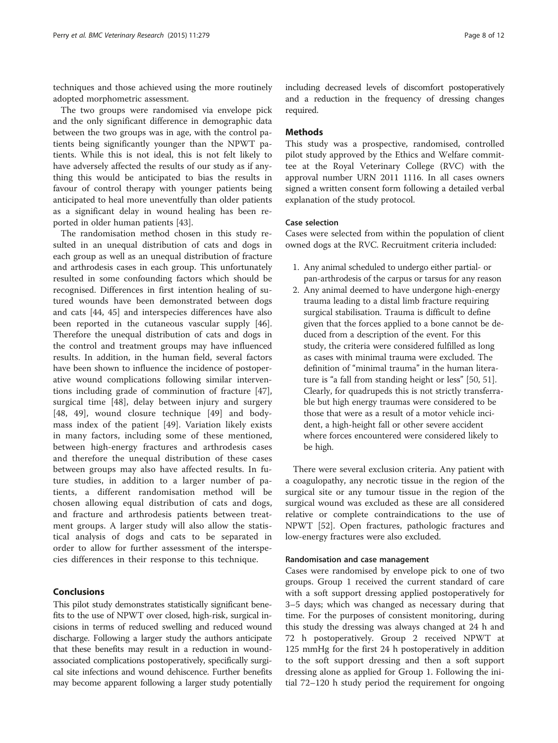techniques and those achieved using the more routinely adopted morphometric assessment.

The two groups were randomised via envelope pick and the only significant difference in demographic data between the two groups was in age, with the control patients being significantly younger than the NPWT patients. While this is not ideal, this is not felt likely to have adversely affected the results of our study as if anything this would be anticipated to bias the results in favour of control therapy with younger patients being anticipated to heal more uneventfully than older patients as a significant delay in wound healing has been reported in older human patients [43].

The randomisation method chosen in this study resulted in an unequal distribution of cats and dogs in each group as well as an unequal distribution of fracture and arthrodesis cases in each group. This unfortunately resulted in some confounding factors which should be recognised. Differences in first intention healing of sutured wounds have been demonstrated between dogs and cats [44, 45] and interspecies differences have also been reported in the cutaneous vascular supply [46]. Therefore the unequal distribution of cats and dogs in the control and treatment groups may have influenced results. In addition, in the human field, several factors have been shown to influence the incidence of postoperative wound complications following similar interventions including grade of comminution of fracture [47], surgical time [48], delay between injury and surgery [48, 49], wound closure technique [49] and body-mass index of the patient [49]. Variation likely exists in many factors, including some of these mentioned, between high-energy fractures and arthrodesis cases and therefore the unequal distribution of these cases between groups may also have affected results. In future studies, in addition to a larger number of patients, a different randomisation method will be chosen allowing equal distribution of cats and dogs, and fracture and arthrodesis patients between treatment groups. A larger study will also allow the statistical analysis of dogs and cats to be separated in order to allow for further assessment of the interspecies differences in their response to this technique.

## Conclusions

This pilot study demonstrates statistically significant benefits to the use of NPWT over closed, high-risk, surgical incisions in terms of reduced swelling and reduced wound discharge. Following a larger study the authors anticipate that these benefits may result in a reduction in wound-associated complications postoperatively, specifically surgical site infections and wound dehiscence. Further benefits may become apparent following a larger study potentially including decreased levels of discomfort postoperatively and a reduction in the frequency of dressing changes required.

## Methods

This study was a prospective, randomised, controlled pilot study approved by the Ethics and Welfare committee at the Royal Veterinary College (RVC) with the approval number URN 2011 1116. In all cases owners signed a written consent form following a detailed verbal explanation of the study protocol.

### Case selection

Cases were selected from within the population of client owned dogs at the RVC. Recruitment criteria included:

1. Any animal scheduled to undergo either partial- or pan-arthrodesis of the carpus or tarsus for any reason
2. Any animal deemed to have undergone high-energy trauma leading to a distal limb fracture requiring surgical stabilisation. Trauma is difficult to define given that the forces applied to a bone cannot be deduced from a description of the event. For this study, the criteria were considered fulfilled as long as cases with minimal trauma were excluded. The definition of "minimal trauma" in the human literature is "a fall from standing height or less" [50, 51]. Clearly, for quadrupeds this is not strictly transferrable but high energy traumas were considered to be those that were as a result of a motor vehicle incident, a high-height fall or other severe accident where forces encountered were considered likely to be high.

There were several exclusion criteria. Any patient with a coagulopathy, any necrotic tissue in the region of the surgical site or any tumour tissue in the region of the surgical wound was excluded as these are all considered relative or complete contraindications to the use of NPWT [52]. Open fractures, pathologic fractures and low-energy fractures were also excluded.

### Randomisation and case management

Cases were randomised by envelope pick to one of two groups. Group 1 received the current standard of care with a soft support dressing applied postoperatively for 3–5 days; which was changed as necessary during that time. For the purposes of consistent monitoring, during this study the dressing was always changed at 24 h and 72 h postoperatively. Group 2 received NPWT at 125 mmHg for the first 24 h postoperatively in addition to the soft support dressing and then a soft support dressing alone as applied for Group 1. Following the initial 72–120 h study period the requirement for ongoing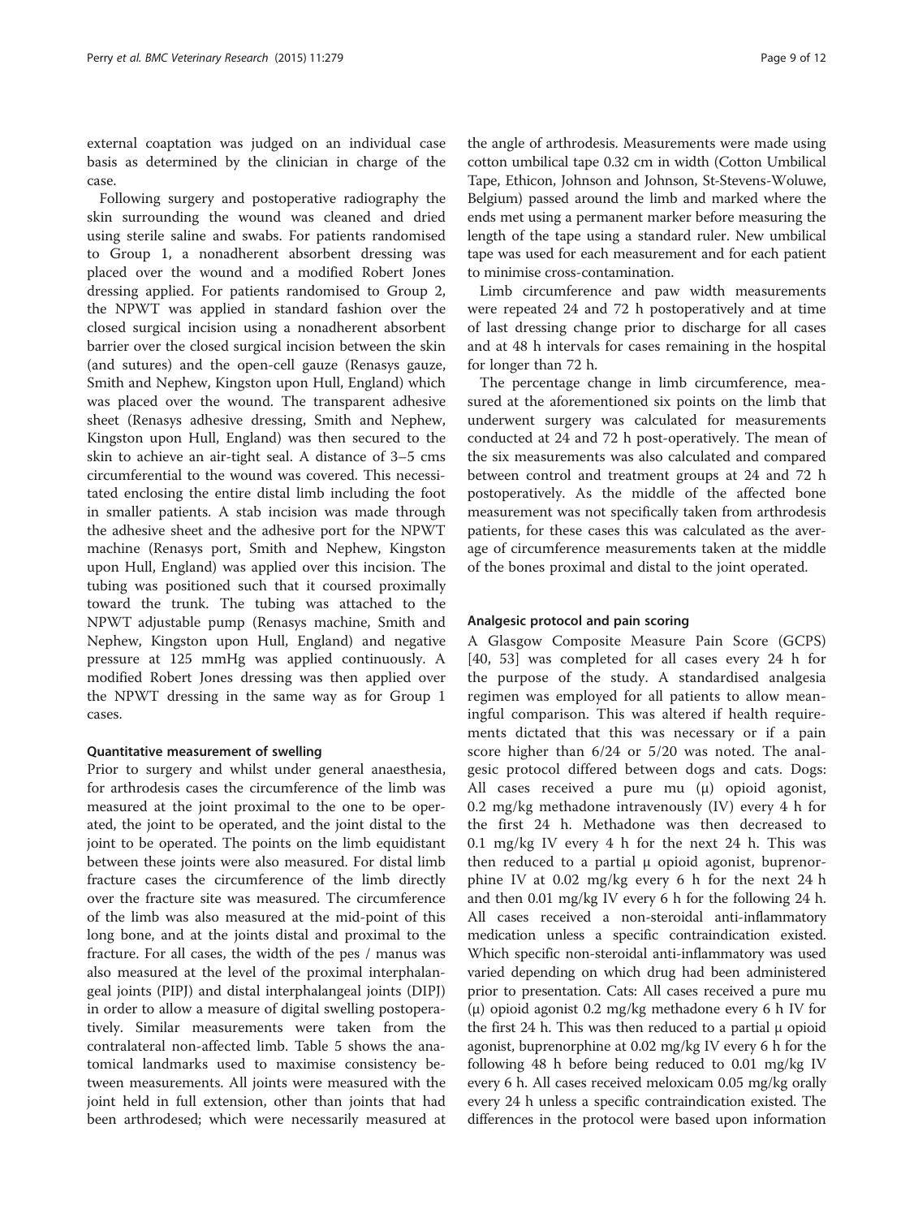external coaptation was judged on an individual case basis as determined by the clinician in charge of the case.

Following surgery and postoperative radiography the skin surrounding the wound was cleaned and dried using sterile saline and swabs. For patients randomised to Group 1, a nonadherent absorbent dressing was placed over the wound and a modified Robert Jones dressing applied. For patients randomised to Group 2, the NPWT was applied in standard fashion over the closed surgical incision using a nonadherent absorbent barrier over the closed surgical incision between the skin (and sutures) and the open-cell gauze (Renasys gauze, Smith and Nephew, Kingston upon Hull, England) which was placed over the wound. The transparent adhesive sheet (Renasys adhesive dressing, Smith and Nephew, Kingston upon Hull, England) was then secured to the skin to achieve an air-tight seal. A distance of 3–5 cms circumferential to the wound was covered. This necessitated enclosing the entire distal limb including the foot in smaller patients. A stab incision was made through the adhesive sheet and the adhesive port for the NPWT machine (Renasys port, Smith and Nephew, Kingston upon Hull, England) was applied over this incision. The tubing was positioned such that it coursed proximally toward the trunk. The tubing was attached to the NPWT adjustable pump (Renasys machine, Smith and Nephew, Kingston upon Hull, England) and negative pressure at 125 mmHg was applied continuously. A modified Robert Jones dressing was then applied over the NPWT dressing in the same way as for Group 1 cases.

### Quantitative measurement of swelling

Prior to surgery and whilst under general anaesthesia, for arthrodesis cases the circumference of the limb was measured at the joint proximal to the one to be operated, the joint to be operated, and the joint distal to the joint to be operated. The points on the limb equidistant between these joints were also measured. For distal limb fracture cases the circumference of the limb directly over the fracture site was measured. The circumference of the limb was also measured at the mid-point of this long bone, and at the joints distal and proximal to the fracture. For all cases, the width of the pes / manus was also measured at the level of the proximal interphalangeal joints (PIPJ) and distal interphalangeal joints (DIPJ) in order to allow a measure of digital swelling postoperatively. Similar measurements were taken from the contralateral non-affected limb. Table 5 shows the anatomical landmarks used to maximise consistency between measurements. All joints were measured with the joint held in full extension, other than joints that had been arthrodesed; which were necessarily measured at the angle of arthrodesis. Measurements were made using cotton umbilical tape 0.32 cm in width (Cotton Umbilical Tape, Ethicon, Johnson and Johnson, St-Stevens-Woluwe, Belgium) passed around the limb and marked where the ends met using a permanent marker before measuring the length of the tape using a standard ruler. New umbilical tape was used for each measurement and for each patient to minimise cross-contamination.

Limb circumference and paw width measurements were repeated 24 and 72 h postoperatively and at time of last dressing change prior to discharge for all cases and at 48 h intervals for cases remaining in the hospital for longer than 72 h.

The percentage change in limb circumference, measured at the aforementioned six points on the limb that underwent surgery was calculated for measurements conducted at 24 and 72 h post-operatively. The mean of the six measurements was also calculated and compared between control and treatment groups at 24 and 72 h postoperatively. As the middle of the affected bone measurement was not specifically taken from arthrodesis patients, for these cases this was calculated as the average of circumference measurements taken at the middle of the bones proximal and distal to the joint operated.

### Analgesic protocol and pain scoring

A Glasgow Composite Measure Pain Score (GCPS) [40, 53] was completed for all cases every 24 h for the purpose of the study. A standardised analgesia regimen was employed for all patients to allow meaningful comparison. This was altered if health requirements dictated that this was necessary or if a pain score higher than 6/24 or 5/20 was noted. The analgesic protocol differed between dogs and cats. Dogs: All cases received a pure mu (μ) opioid agonist, 0.2 mg/kg methadone intravenously (IV) every 4 h for the first 24 h. Methadone was then decreased to 0.1 mg/kg IV every 4 h for the next 24 h. This was then reduced to a partial μ opioid agonist, buprenorphine IV at 0.02 mg/kg every 6 h for the next 24 h and then 0.01 mg/kg IV every 6 h for the following 24 h. All cases received a non-steroidal anti-inflammatory medication unless a specific contraindication existed. Which specific non-steroidal anti-inflammatory was used varied depending on which drug had been administered prior to presentation. Cats: All cases received a pure mu (μ) opioid agonist 0.2 mg/kg methadone every 6 h IV for the first 24 h. This was then reduced to a partial μ opioid agonist, buprenorphine at 0.02 mg/kg IV every 6 h for the following 48 h before being reduced to 0.01 mg/kg IV every 6 h. All cases received meloxicam 0.05 mg/kg orally every 24 h unless a specific contraindication existed. The differences in the protocol were based upon information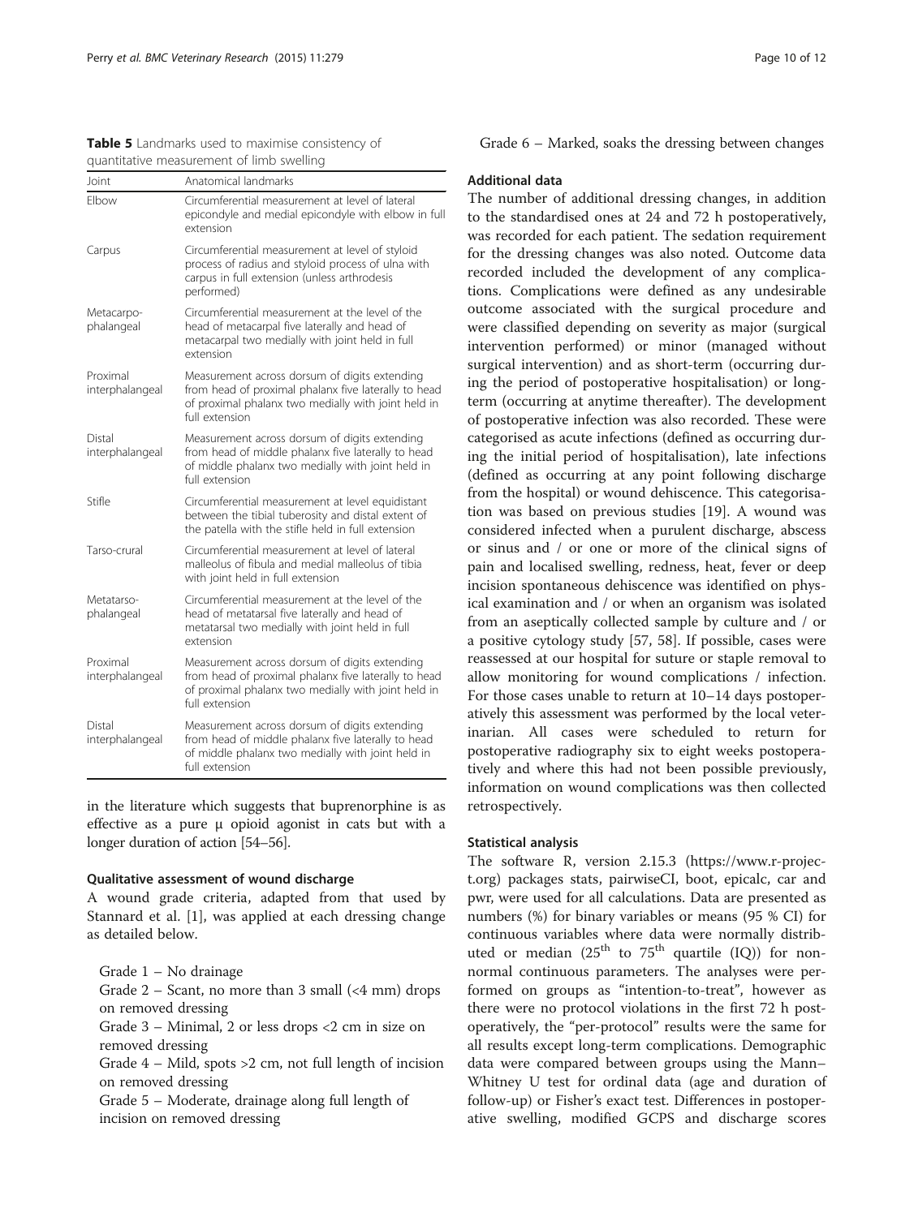**Table 5** Landmarks used to maximise consistency of quantitative measurement of limb swelling

| Joint | Anatomical landmarks |
| --- | --- |
| Elbow | Circumferential measurement at level of lateral epicondyle and medial epicondyle with elbow in full extension |
| Carpus | Circumferential measurement at level of styloid process of radius and styloid process of ulna with carpus in full extension (unless arthrodesis performed) |
| Metacarpo-phalangeal | Circumferential measurement at the level of the head of metacarpal five laterally and head of metacarpal two medially with joint held in full extension |
| Proximal interphalangeal | Measurement across dorsum of digits extending from head of proximal phalanx five laterally to head of proximal phalanx two medially with joint held in full extension |
| Distal interphalangeal | Measurement across dorsum of digits extending from head of middle phalanx five laterally to head of middle phalanx two medially with joint held in full extension |
| Stifle | Circumferential measurement at level equidistant between the tibial tuberosity and distal extent of the patella with the stifle held in full extension |
| Tarso-crural | Circumferential measurement at level of lateral malleolus of fibula and medial malleolus of tibia with joint held in full extension |
| Metatarso-phalangeal | Circumferential measurement at the level of the head of metatarsal five laterally and head of metatarsal two medially with joint held in full extension |
| Proximal interphalangeal | Measurement across dorsum of digits extending from head of proximal phalanx five laterally to head of proximal phalanx two medially with joint held in full extension |
| Distal interphalangeal | Measurement across dorsum of digits extending from head of middle phalanx five laterally to head of middle phalanx two medially with joint held in full extension |

in the literature which suggests that buprenorphine is as effective as a pure μ opioid agonist in cats but with a longer duration of action [54–56].

### Qualitative assessment of wound discharge

A wound grade criteria, adapted from that used by Stannard et al. [1], was applied at each dressing change as detailed below.

Grade 1 – No drainage

Grade 2 – Scant, no more than 3 small (<4 mm) drops on removed dressing

Grade 3 – Minimal, 2 or less drops <2 cm in size on removed dressing

Grade 4 – Mild, spots >2 cm, not full length of incision on removed dressing

Grade 5 – Moderate, drainage along full length of incision on removed dressing

Grade 6 – Marked, soaks the dressing between changes

### Additional data

The number of additional dressing changes, in addition to the standardised ones at 24 and 72 h postoperatively, was recorded for each patient. The sedation requirement for the dressing changes was also noted. Outcome data recorded included the development of any complications. Complications were defined as any undesirable outcome associated with the surgical procedure and were classified depending on severity as major (surgical intervention performed) or minor (managed without surgical intervention) and as short-term (occurring during the period of postoperative hospitalisation) or long-term (occurring at anytime thereafter). The development of postoperative infection was also recorded. These were categorised as acute infections (defined as occurring during the initial period of hospitalisation), late infections (defined as occurring at any point following discharge from the hospital) or wound dehiscence. This categorisation was based on previous studies [19]. A wound was considered infected when a purulent discharge, abscess or sinus and / or one or more of the clinical signs of pain and localised swelling, redness, heat, fever or deep incision spontaneous dehiscence was identified on physical examination and / or when an organism was isolated from an aseptically collected sample by culture and / or a positive cytology study [57, 58]. If possible, cases were reassessed at our hospital for suture or staple removal to allow monitoring for wound complications / infection. For those cases unable to return at 10–14 days postoperatively this assessment was performed by the local veterinarian. All cases were scheduled to return for postoperative radiography six to eight weeks postoperatively and where this had not been possible previously, information on wound complications was then collected retrospectively.

### Statistical analysis

The software R, version 2.15.3 (https://www.r-project.org) packages stats, pairwiseCI, boot, epicalc, car and pwr, were used for all calculations. Data are presented as numbers (%) for binary variables or means (95 % CI) for continuous variables where data were normally distributed or median ($25^{th}$ to $75^{th}$ quartile (IQ)) for non-normal continuous parameters. The analyses were performed on groups as "intention-to-treat", however as there were no protocol violations in the first 72 h postoperatively, the "per-protocol" results were the same for all results except long-term complications. Demographic data were compared between groups using the Mann–Whitney U test for ordinal data (age and duration of follow-up) or Fisher's exact test. Differences in postoperative swelling, modified GCPS and discharge scores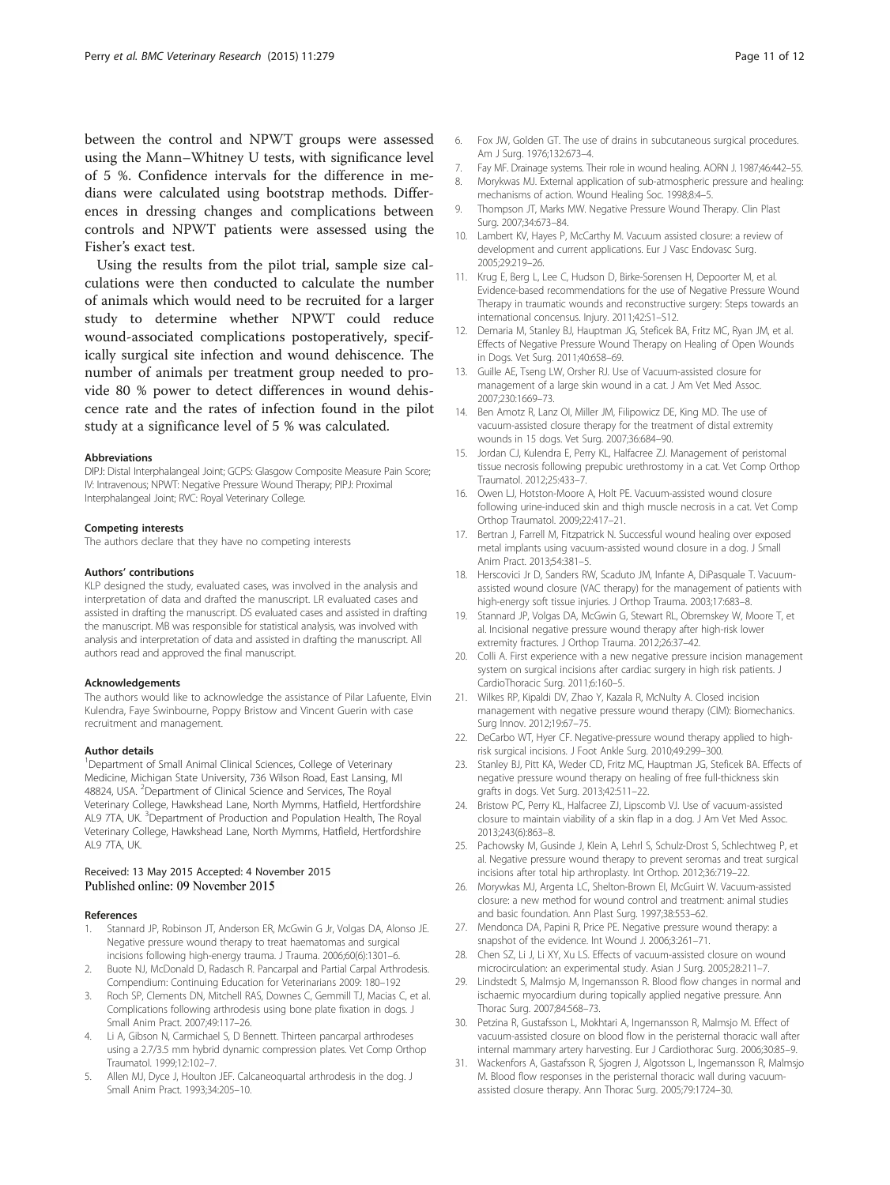between the control and NPWT groups were assessed using the Mann–Whitney U tests, with significance level of 5 %. Confidence intervals for the difference in medians were calculated using bootstrap methods. Differences in dressing changes and complications between controls and NPWT patients were assessed using the Fisher's exact test.

Using the results from the pilot trial, sample size calculations were then conducted to calculate the number of animals which would need to be recruited for a larger study to determine whether NPWT could reduce wound-associated complications postoperatively, specifically surgical site infection and wound dehiscence. The number of animals per treatment group needed to provide 80 % power to detect differences in wound dehiscence rate and the rates of infection found in the pilot study at a significance level of 5 % was calculated.

#### Abbreviations

DIPJ: Distal Interphalangeal Joint; GCPS: Glasgow Composite Measure Pain Score; IV: Intravenous; NPWT: Negative Pressure Wound Therapy; PIPJ: Proximal Interphalangeal Joint; RVC: Royal Veterinary College.

#### Competing interests

The authors declare that they have no competing interests

#### Authors' contributions

KLP designed the study, evaluated cases, was involved in the analysis and interpretation of data and drafted the manuscript. LR evaluated cases and assisted in drafting the manuscript. DS evaluated cases and assisted in drafting the manuscript. MB was responsible for statistical analysis, was involved with analysis and interpretation of data and assisted in drafting the manuscript. All authors read and approved the final manuscript.

#### Acknowledgements

The authors would like to acknowledge the assistance of Pilar Lafuente, Elvin Kulendra, Faye Swinbourne, Poppy Bristow and Vincent Guerin with case recruitment and management.

#### Author details

[1]Department of Small Animal Clinical Sciences, College of Veterinary Medicine, Michigan State University, 736 Wilson Road, East Lansing, MI 48824, USA. [2]Department of Clinical Science and Services, The Royal Veterinary College, Hawkshead Lane, North Mymms, Hatfield, Hertfordshire AL9 7TA, UK. [3]Department of Production and Population Health, The Royal Veterinary College, Hawkshead Lane, North Mymms, Hatfield, Hertfordshire AL9 7TA, UK.

Received: 13 May 2015 Accepted: 4 November 2015
Published online: 09 November 2015

#### References

1. Stannard JP, Robinson JT, Anderson ER, McGwin G Jr, Volgas DA, Alonso JE. Negative pressure wound therapy to treat haematomas and surgical incisions following high-energy trauma. J Trauma. 2006;60(6):1301–6.
2. Buote NJ, McDonald D, Radasch R. Pancarpal and Partial Carpal Arthrodesis. Compendium: Continuing Education for Veterinarians 2009: 180–192
3. Roch SP, Clements DN, Mitchell RAS, Downes C, Gemmill TJ, Macias C, et al. Complications following arthrodesis using bone plate fixation in dogs. J Small Anim Pract. 2007;49:117–26.
4. Li A, Gibson N, Carmichael S, D Bennett. Thirteen pancarpal arthrodeses using a 2.7/3.5 mm hybrid dynamic compression plates. Vet Comp Orthop Traumatol. 1999;12:102–7.
5. Allen MJ, Dyce J, Houlton JEF. Calcaneoquartal arthrodesis in the dog. J Small Anim Pract. 1993;34:205–10.
6. Fox JW, Golden GT. The use of drains in subcutaneous surgical procedures. Am J Surg. 1976;132:673–4.
7. Fay MF. Drainage systems. Their role in wound healing. AORN J. 1987;46:442–55.
8. Morykwas MJ. External application of sub-atmospheric pressure and healing: mechanisms of action. Wound Healing Soc. 1998;8:4–5.
9. Thompson JT, Marks MW. Negative Pressure Wound Therapy. Clin Plast Surg. 2007;34:673–84.
10. Lambert KV, Hayes P, McCarthy M. Vacuum assisted closure: a review of development and current applications. Eur J Vasc Endovasc Surg. 2005;29:219–26.
11. Krug E, Berg L, Lee C, Hudson D, Birke-Sorensen H, Depoorter M, et al. Evidence-based recommendations for the use of Negative Pressure Wound Therapy in traumatic wounds and reconstructive surgery: Steps towards an international concensus. Injury. 2011;42:S1–S12.
12. Demaria M, Stanley BJ, Hauptman JG, Steficek BA, Fritz MC, Ryan JM, et al. Effects of Negative Pressure Wound Therapy on Healing of Open Wounds in Dogs. Vet Surg. 2011;40:658–69.
13. Guille AE, Tseng LW, Orsher RJ. Use of Vacuum-assisted closure for management of a large skin wound in a cat. J Am Vet Med Assoc. 2007;230:1669–73.
14. Ben Amotz R, Lanz OI, Miller JM, Filipowicz DE, King MD. The use of vacuum-assisted closure therapy for the treatment of distal extremity wounds in 15 dogs. Vet Surg. 2007;36:684–90.
15. Jordan CJ, Kulendra E, Perry KL, Halfacree ZJ. Management of peristomal tissue necrosis following prepubic urethrostomy in a cat. Vet Comp Orthop Traumatol. 2012;25:433–7.
16. Owen LJ, Hotston-Moore A, Holt PE. Vacuum-assisted wound closure following urine-induced skin and thigh muscle necrosis in a cat. Vet Comp Orthop Traumatol. 2009;22:417–21.
17. Bertran J, Farrell M, Fitzpatrick N. Successful wound healing over exposed metal implants using vacuum-assisted wound closure in a dog. J Small Anim Pract. 2013;54:381–5.
18. Herscovici Jr D, Sanders RW, Scaduto JM, Infante A, DiPasquale T. Vacuum-assisted wound closure (VAC therapy) for the management of patients with high-energy soft tissue injuries. J Orthop Trauma. 2003;17:683–8.
19. Stannard JP, Volgas DA, McGwin G, Stewart RL, Obremskey W, Moore T, et al. Incisional negative pressure wound therapy after high-risk lower extremity fractures. J Orthop Trauma. 2012;26:37–42.
20. Colli A. First experience with a new negative pressure incision management system on surgical incisions after cardiac surgery in high risk patients. J CardioThoracic Surg. 2011;6:160–5.
21. Wilkes RP, Kipaldi DV, Zhao Y, Kazala R, McNulty A. Closed incision management with negative pressure wound therapy (CIM): Biomechanics. Surg Innov. 2012;19:67–75.
22. DeCarbo WT, Hyer CF. Negative-pressure wound therapy applied to high-risk surgical incisions. J Foot Ankle Surg. 2010;49:299–300.
23. Stanley BJ, Pitt KA, Weder CD, Fritz MC, Hauptman JG, Steficek BA. Effects of negative pressure wound therapy on healing of free full-thickness skin grafts in dogs. Vet Surg. 2013;42:511–22.
24. Bristow PC, Perry KL, Halfacree ZJ, Lipscomb VJ. Use of vacuum-assisted closure to maintain viability of a skin flap in a dog. J Am Vet Med Assoc. 2013;243(6):863–8.
25. Pachowsky M, Gusinde J, Klein A, Lehrl S, Schulz-Drost S, Schlechtweg P, et al. Negative pressure wound therapy to prevent seromas and treat surgical incisions after total hip arthroplasty. Int Orthop. 2012;36:719–22.
26. Morykwas MJ, Argenta LC, Shelton-Brown EI, McGuirt W. Vacuum-assisted closure: a new method for wound control and treatment: animal studies and basic foundation. Ann Plast Surg. 1997;38:553–62.
27. Mendonca DA, Papini R, Price PE. Negative pressure wound therapy: a snapshot of the evidence. Int Wound J. 2006;3:261–71.
28. Chen SZ, Li J, Li XY, Xu LS. Effects of vacuum-assisted closure on wound microcirculation: an experimental study. Asian J Surg. 2005;28:211–7.
29. Lindstedt S, Malmsjo M, Ingemansson R. Blood flow changes in normal and ischaemic myocardium during topically applied negative pressure. Ann Thorac Surg. 2007;84:568–73.
30. Petzina R, Gustafsson L, Mokhtari A, Ingemansson R, Malmsjo M. Effect of vacuum-assisted closure on blood flow in the peristernal thoracic wall after internal mammary artery harvesting. Eur J Cardiothorac Surg. 2006;30:85–9.
31. Wackenfors A, Gastafsson R, Sjogren J, Algotsson L, Ingemansson R, Malmsjo M. Blood flow responses in the peristernal thoracic wall during vacuum-assisted closure therapy. Ann Thorac Surg. 2005;79:1724–30.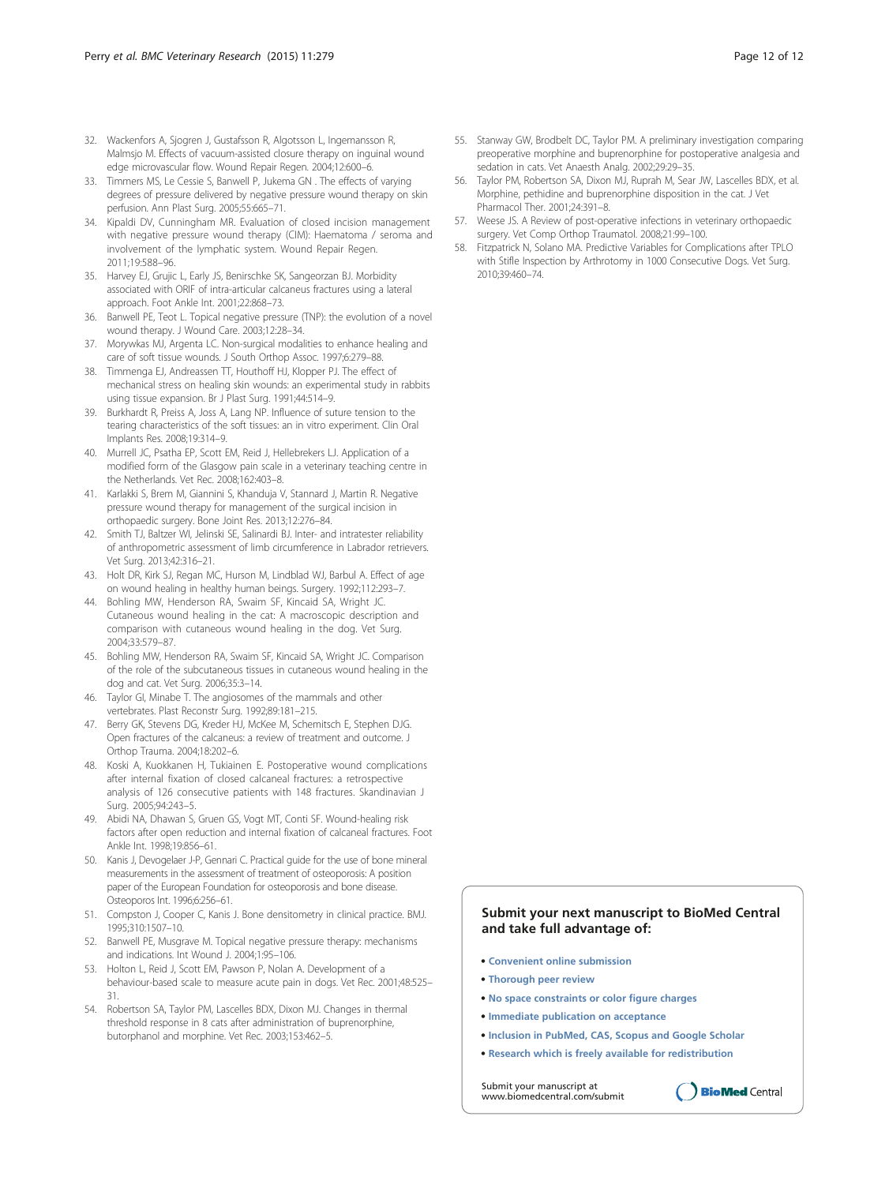32. Wackenfors A, Sjogren J, Gustafsson R, Algotsson L, Ingemansson R, Malmsjo M. Effects of vacuum-assisted closure therapy on inguinal wound edge microvascular flow. Wound Repair Regen. 2004;12:600–6.
33. Timmers MS, Le Cessie S, Banwell P, Jukema GN . The effects of varying degrees of pressure delivered by negative pressure wound therapy on skin perfusion. Ann Plast Surg. 2005;55:665–71.
34. Kipaldi DV, Cunningham MR. Evaluation of closed incision management with negative pressure wound therapy (CIM): Haematoma / seroma and involvement of the lymphatic system. Wound Repair Regen. 2011;19:588–96.
35. Harvey EJ, Grujic L, Early JS, Benirschke SK, Sangeorzan BJ. Morbidity associated with ORIF of intra-articular calcaneus fractures using a lateral approach. Foot Ankle Int. 2001;22:868–73.
36. Banwell PE, Teot L. Topical negative pressure (TNP): the evolution of a novel wound therapy. J Wound Care. 2003;12:28–34.
37. Morywkas MJ, Argenta LC. Non-surgical modalities to enhance healing and care of soft tissue wounds. J South Orthop Assoc. 1997;6:279–88.
38. Timmenga EJ, Andreassen TT, Houthoff HJ, Klopper PJ. The effect of mechanical stress on healing skin wounds: an experimental study in rabbits using tissue expansion. Br J Plast Surg. 1991;44:514–9.
39. Burkhardt R, Preiss A, Joss A, Lang NP. Influence of suture tension to the tearing characteristics of the soft tissues: an in vitro experiment. Clin Oral Implants Res. 2008;19:314–9.
40. Murrell JC, Psatha EP, Scott EM, Reid J, Hellebrekers LJ. Application of a modified form of the Glasgow pain scale in a veterinary teaching centre in the Netherlands. Vet Rec. 2008;162:403–8.
41. Karlakki S, Brem M, Giannini S, Khanduja V, Stannard J, Martin R. Negative pressure wound therapy for management of the surgical incision in orthopaedic surgery. Bone Joint Res. 2013;12:276–84.
42. Smith TJ, Baltzer WI, Jelinski SE, Salinardi BJ. Inter- and intratester reliability of anthropometric assessment of limb circumference in Labrador retrievers. Vet Surg. 2013;42:316–21.
43. Holt DR, Kirk SJ, Regan MC, Hurson M, Lindblad WJ, Barbul A. Effect of age on wound healing in healthy human beings. Surgery. 1992;112:293–7.
44. Bohling MW, Henderson RA, Swaim SF, Kincaid SA, Wright JC. Cutaneous wound healing in the cat: A macroscopic description and comparison with cutaneous wound healing in the dog. Vet Surg. 2004;33:579–87.
45. Bohling MW, Henderson RA, Swaim SF, Kincaid SA, Wright JC. Comparison of the role of the subcutaneous tissues in cutaneous wound healing in the dog and cat. Vet Surg. 2006;35:3–14.
46. Taylor GI, Minabe T. The angiosomes of the mammals and other vertebrates. Plast Reconstr Surg. 1992;89:181–215.
47. Berry GK, Stevens DG, Kreder HJ, McKee M, Schemitsch E, Stephen DJG. Open fractures of the calcaneus: a review of treatment and outcome. J Orthop Trauma. 2004;18:202–6.
48. Koski A, Kuokkanen H, Tukiainen E. Postoperative wound complications after internal fixation of closed calcaneal fractures: a retrospective analysis of 126 consecutive patients with 148 fractures. Skandinavian J Surg. 2005;94:243–5.
49. Abidi NA, Dhawan S, Gruen GS, Vogt MT, Conti SF. Wound-healing risk factors after open reduction and internal fixation of calcaneal fractures. Foot Ankle Int. 1998;19:856–61.
50. Kanis J, Devogelaer J-P, Gennari C. Practical guide for the use of bone mineral measurements in the assessment of treatment of osteoporosis: A position paper of the European Foundation for osteoporosis and bone disease. Osteoporos Int. 1996;6:256–61.
51. Compston J, Cooper C, Kanis J. Bone densitometry in clinical practice. BMJ. 1995;310:1507–10.
52. Banwell PE, Musgrave M. Topical negative pressure therapy: mechanisms and indications. Int Wound J. 2004;1:95–106.
53. Holton L, Reid J, Scott EM, Pawson P, Nolan A. Development of a behaviour-based scale to measure acute pain in dogs. Vet Rec. 2001;48:525–31.
54. Robertson SA, Taylor PM, Lascelles BDX, Dixon MJ. Changes in thermal threshold response in 8 cats after administration of buprenorphine, butorphanol and morphine. Vet Rec. 2003;153:462–5.
55. Stanway GW, Brodbelt DC, Taylor PM. A preliminary investigation comparing preoperative morphine and buprenorphine for postoperative analgesia and sedation in cats. Vet Anaesth Analg. 2002;29:29–35.
56. Taylor PM, Robertson SA, Dixon MJ, Ruprah M, Sear JW, Lascelles BDX, et al. Morphine, pethidine and buprenorphine disposition in the cat. J Vet Pharmacol Ther. 2001;24:391–8.
57. Weese JS. A Review of post-operative infections in veterinary orthopaedic surgery. Vet Comp Orthop Traumatol. 2008;21:99–100.
58. Fitzpatrick N, Solano MA. Predictive Variables for Complications after TPLO with Stifle Inspection by Arthrotomy in 1000 Consecutive Dogs. Vet Surg. 2010;39:460–74.

**Submit your next manuscript to BioMed Central and take full advantage of:**

- **Convenient online submission**
- **Thorough peer review**
- **No space constraints or color figure charges**
- **Immediate publication on acceptance**
- **Inclusion in PubMed, CAS, Scopus and Google Scholar**
- **Research which is freely available for redistribution**

Submit your manuscript at
www.biomedcentral.com/submit

BioMed Central